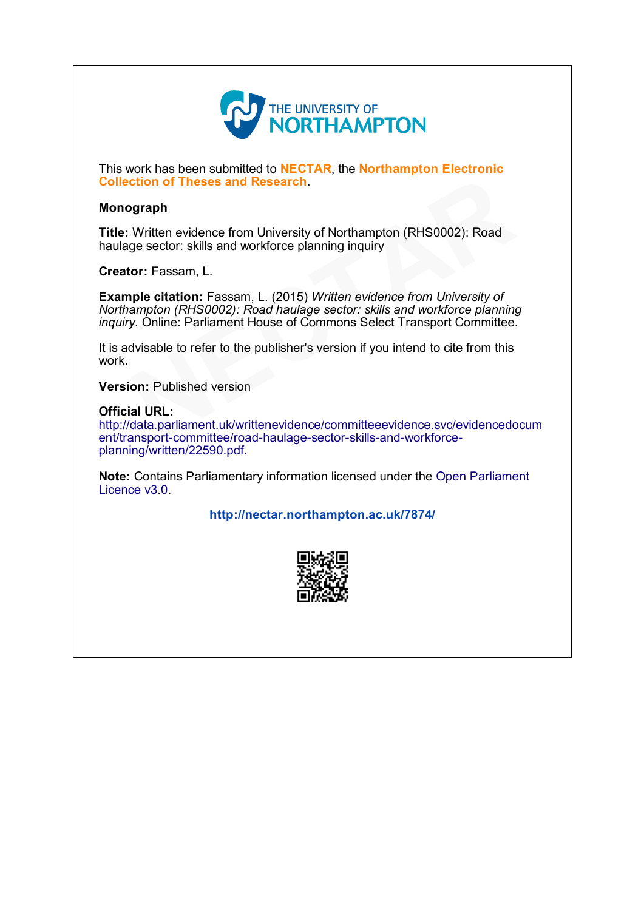THE UNIVERSITY OF NORTHAMPTON

This work has been submitted to **NECTAR**, the **Northampton Electronic Collection of Theses and Research**.

**Monograph**

**Title:** Written evidence from University of Northampton (RHS0002): Road haulage sector: skills and workforce planning inquiry

**Creator:** Fassam, L.

**Example citation:** Fassam, L. (2015) *Written evidence from University of Northampton (RHS0002): Road haulage sector: skills and workforce planning inquiry.* Online: Parliament House of Commons Select Transport Committee.

It is advisable to refer to the publisher's version if you intend to cite from this work.

**Version:** Published version

**Official URL:**
http://data.parliament.uk/writtenevidence/committeeevidence.svc/evidencedocument/transport-committee/road-haulage-sector-skills-and-workforce-planning/written/22590.pdf.

**Note:** Contains Parliamentary information licensed under the Open Parliament Licence v3.0.

**http://nectar.northampton.ac.uk/7874/**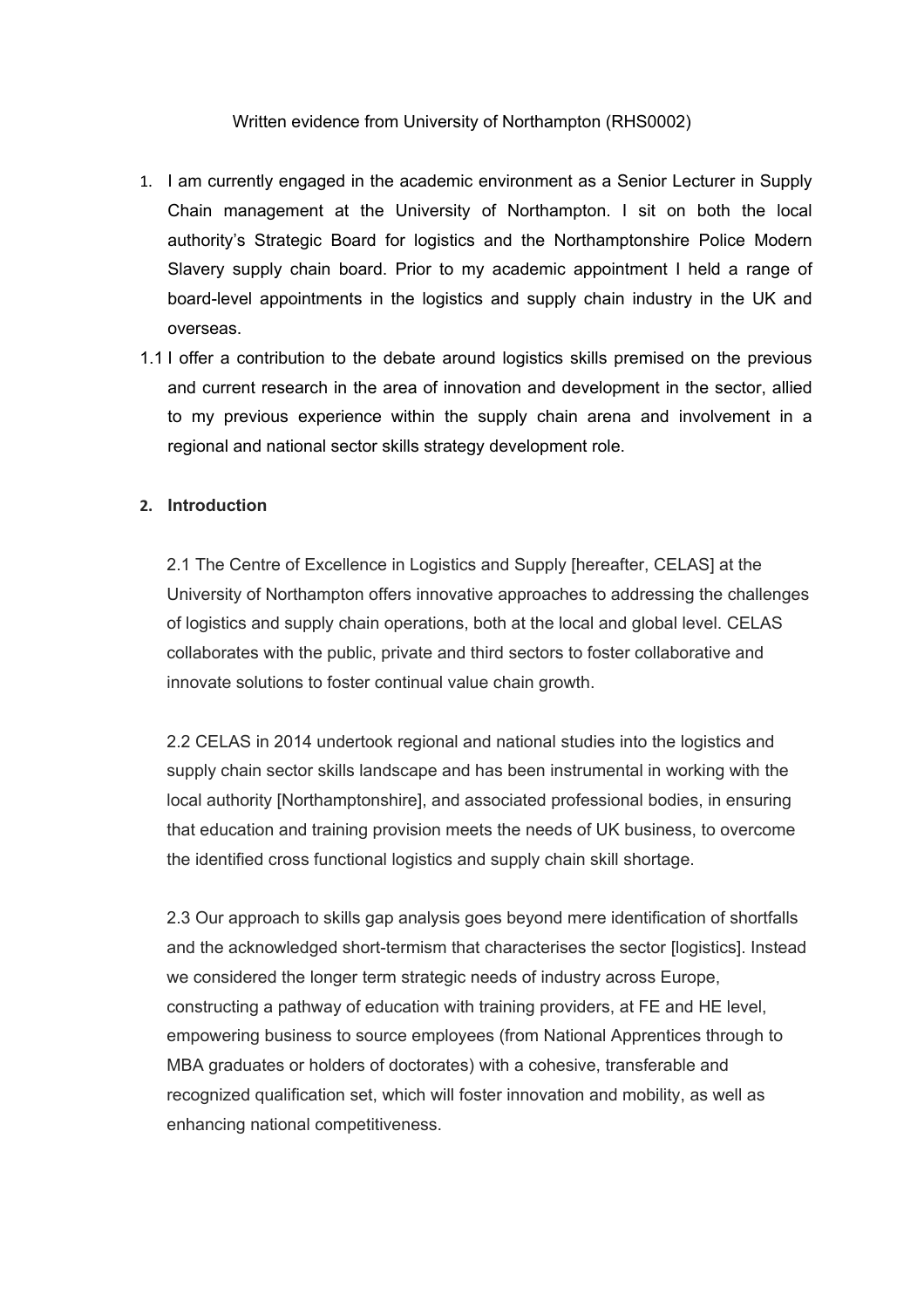Written evidence from University of Northampton (RHS0002)

1. I am currently engaged in the academic environment as a Senior Lecturer in Supply Chain management at the University of Northampton. I sit on both the local authority's Strategic Board for logistics and the Northamptonshire Police Modern Slavery supply chain board. Prior to my academic appointment I held a range of board-level appointments in the logistics and supply chain industry in the UK and overseas.

1.1 I offer a contribution to the debate around logistics skills premised on the previous and current research in the area of innovation and development in the sector, allied to my previous experience within the supply chain arena and involvement in a regional and national sector skills strategy development role.

## 2. Introduction

2.1 The Centre of Excellence in Logistics and Supply [hereafter, CELAS] at the University of Northampton offers innovative approaches to addressing the challenges of logistics and supply chain operations, both at the local and global level. CELAS collaborates with the public, private and third sectors to foster collaborative and innovate solutions to foster continual value chain growth.

2.2 CELAS in 2014 undertook regional and national studies into the logistics and supply chain sector skills landscape and has been instrumental in working with the local authority [Northamptonshire], and associated professional bodies, in ensuring that education and training provision meets the needs of UK business, to overcome the identified cross functional logistics and supply chain skill shortage.

2.3 Our approach to skills gap analysis goes beyond mere identification of shortfalls and the acknowledged short-termism that characterises the sector [logistics]. Instead we considered the longer term strategic needs of industry across Europe, constructing a pathway of education with training providers, at FE and HE level, empowering business to source employees (from National Apprentices through to MBA graduates or holders of doctorates) with a cohesive, transferable and recognized qualification set, which will foster innovation and mobility, as well as enhancing national competitiveness.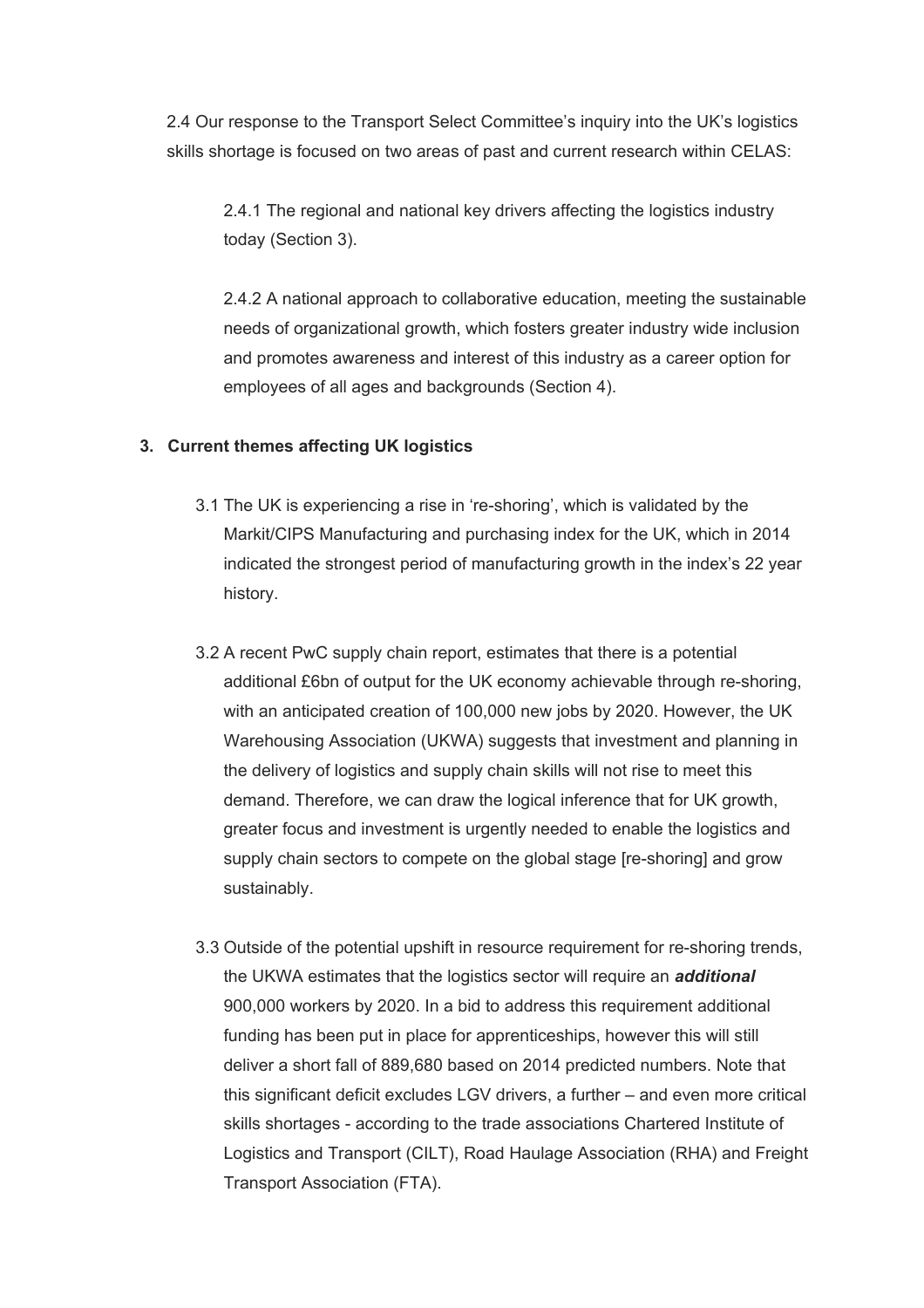2.4 Our response to the Transport Select Committee's inquiry into the UK's logistics skills shortage is focused on two areas of past and current research within CELAS:

2.4.1 The regional and national key drivers affecting the logistics industry today (Section 3).

2.4.2 A national approach to collaborative education, meeting the sustainable needs of organizational growth, which fosters greater industry wide inclusion and promotes awareness and interest of this industry as a career option for employees of all ages and backgrounds (Section 4).

## 3. Current themes affecting UK logistics

3.1 The UK is experiencing a rise in 're-shoring', which is validated by the Markit/CIPS Manufacturing and purchasing index for the UK, which in 2014 indicated the strongest period of manufacturing growth in the index's 22 year history.

3.2 A recent PwC supply chain report, estimates that there is a potential additional £6bn of output for the UK economy achievable through re-shoring, with an anticipated creation of 100,000 new jobs by 2020. However, the UK Warehousing Association (UKWA) suggests that investment and planning in the delivery of logistics and supply chain skills will not rise to meet this demand. Therefore, we can draw the logical inference that for UK growth, greater focus and investment is urgently needed to enable the logistics and supply chain sectors to compete on the global stage [re-shoring] and grow sustainably.

3.3 Outside of the potential upshift in resource requirement for re-shoring trends, the UKWA estimates that the logistics sector will require an ***additional*** 900,000 workers by 2020. In a bid to address this requirement additional funding has been put in place for apprenticeships, however this will still deliver a short fall of 889,680 based on 2014 predicted numbers. Note that this significant deficit excludes LGV drivers, a further – and even more critical skills shortages - according to the trade associations Chartered Institute of Logistics and Transport (CILT), Road Haulage Association (RHA) and Freight Transport Association (FTA).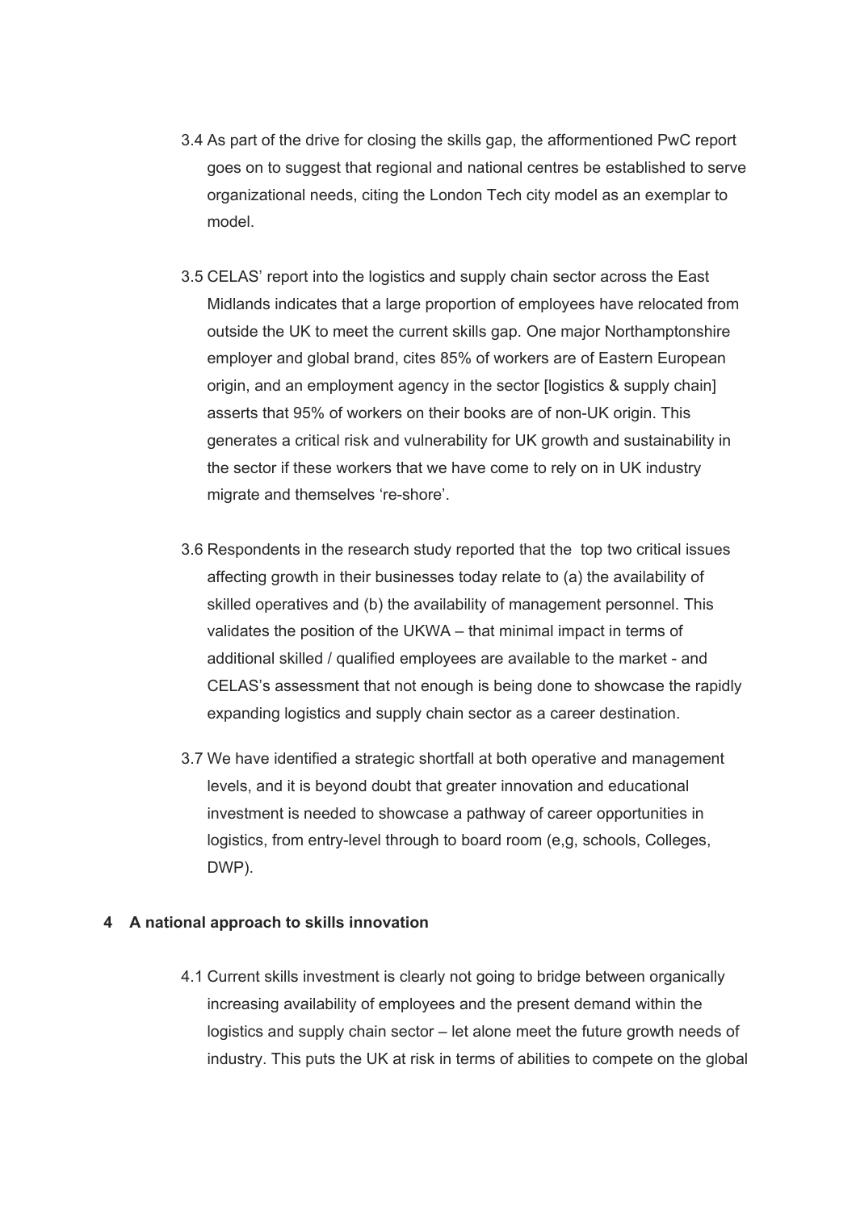3.4 As part of the drive for closing the skills gap, the afformentioned PwC report goes on to suggest that regional and national centres be established to serve organizational needs, citing the London Tech city model as an exemplar to model.

3.5 CELAS' report into the logistics and supply chain sector across the East Midlands indicates that a large proportion of employees have relocated from outside the UK to meet the current skills gap. One major Northamptonshire employer and global brand, cites 85% of workers are of Eastern European origin, and an employment agency in the sector [logistics & supply chain] asserts that 95% of workers on their books are of non-UK origin. This generates a critical risk and vulnerability for UK growth and sustainability in the sector if these workers that we have come to rely on in UK industry migrate and themselves 're-shore'.

3.6 Respondents in the research study reported that the top two critical issues affecting growth in their businesses today relate to (a) the availability of skilled operatives and (b) the availability of management personnel. This validates the position of the UKWA – that minimal impact in terms of additional skilled / qualified employees are available to the market - and CELAS's assessment that not enough is being done to showcase the rapidly expanding logistics and supply chain sector as a career destination.

3.7 We have identified a strategic shortfall at both operative and management levels, and it is beyond doubt that greater innovation and educational investment is needed to showcase a pathway of career opportunities in logistics, from entry-level through to board room (e,g, schools, Colleges, DWP).

## 4 A national approach to skills innovation

4.1 Current skills investment is clearly not going to bridge between organically increasing availability of employees and the present demand within the logistics and supply chain sector – let alone meet the future growth needs of industry. This puts the UK at risk in terms of abilities to compete on the global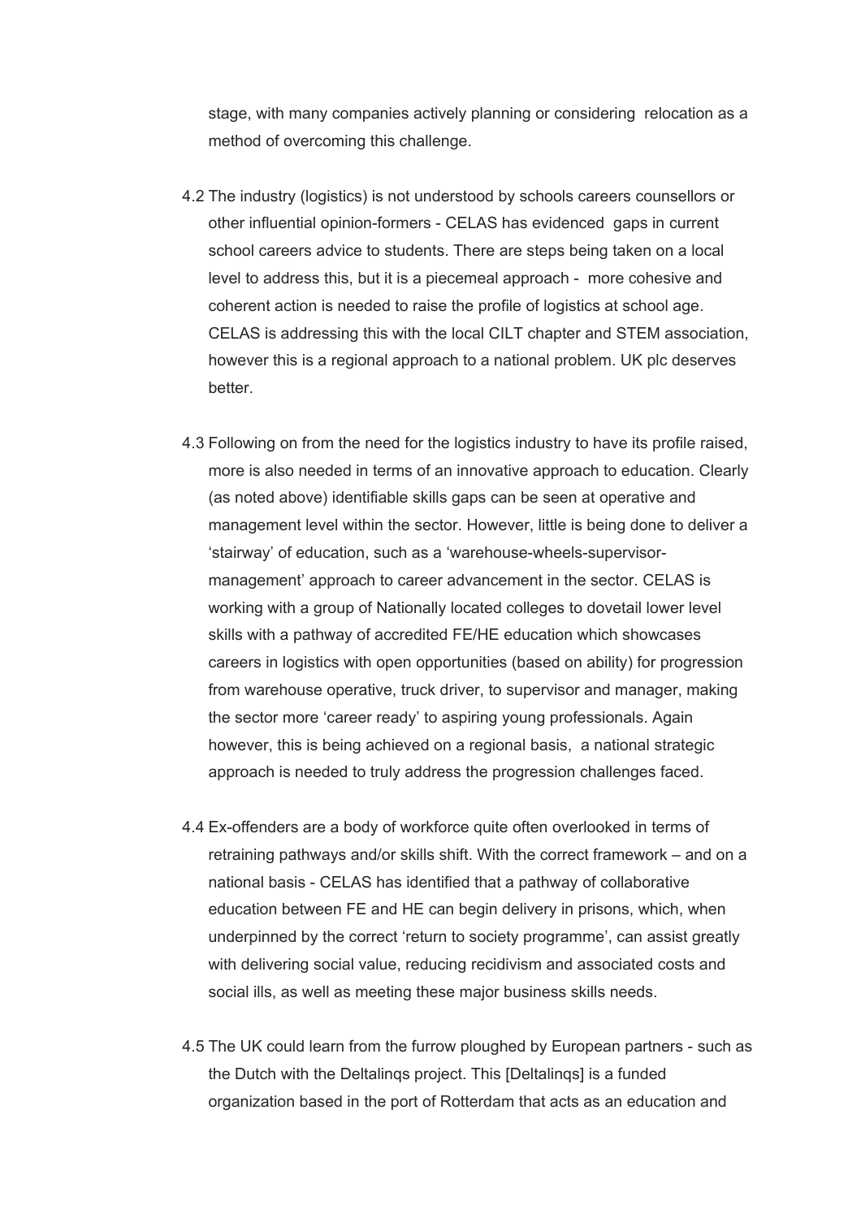stage, with many companies actively planning or considering relocation as a method of overcoming this challenge.

4.2 The industry (logistics) is not understood by schools careers counsellors or other influential opinion-formers - CELAS has evidenced gaps in current school careers advice to students. There are steps being taken on a local level to address this, but it is a piecemeal approach - more cohesive and coherent action is needed to raise the profile of logistics at school age. CELAS is addressing this with the local CILT chapter and STEM association, however this is a regional approach to a national problem. UK plc deserves better.

4.3 Following on from the need for the logistics industry to have its profile raised, more is also needed in terms of an innovative approach to education. Clearly (as noted above) identifiable skills gaps can be seen at operative and management level within the sector. However, little is being done to deliver a 'stairway' of education, such as a 'warehouse-wheels-supervisor-management' approach to career advancement in the sector. CELAS is working with a group of Nationally located colleges to dovetail lower level skills with a pathway of accredited FE/HE education which showcases careers in logistics with open opportunities (based on ability) for progression from warehouse operative, truck driver, to supervisor and manager, making the sector more 'career ready' to aspiring young professionals. Again however, this is being achieved on a regional basis, a national strategic approach is needed to truly address the progression challenges faced.

4.4 Ex-offenders are a body of workforce quite often overlooked in terms of retraining pathways and/or skills shift. With the correct framework – and on a national basis - CELAS has identified that a pathway of collaborative education between FE and HE can begin delivery in prisons, which, when underpinned by the correct 'return to society programme', can assist greatly with delivering social value, reducing recidivism and associated costs and social ills, as well as meeting these major business skills needs.

4.5 The UK could learn from the furrow ploughed by European partners - such as the Dutch with the Deltalinqs project. This [Deltalinqs] is a funded organization based in the port of Rotterdam that acts as an education and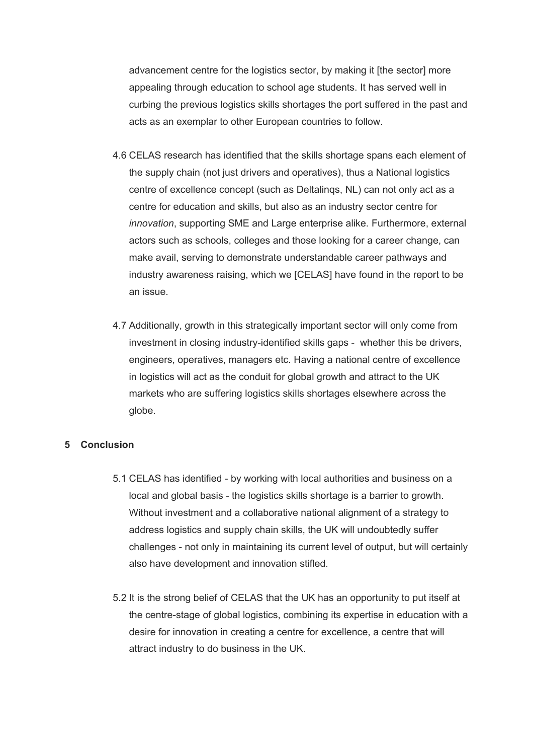advancement centre for the logistics sector, by making it [the sector] more appealing through education to school age students. It has served well in curbing the previous logistics skills shortages the port suffered in the past and acts as an exemplar to other European countries to follow.

4.6 CELAS research has identified that the skills shortage spans each element of the supply chain (not just drivers and operatives), thus a National logistics centre of excellence concept (such as Deltalinqs, NL) can not only act as a centre for education and skills, but also as an industry sector centre for *innovation*, supporting SME and Large enterprise alike. Furthermore, external actors such as schools, colleges and those looking for a career change, can make avail, serving to demonstrate understandable career pathways and industry awareness raising, which we [CELAS] have found in the report to be an issue.

4.7 Additionally, growth in this strategically important sector will only come from investment in closing industry-identified skills gaps - whether this be drivers, engineers, operatives, managers etc. Having a national centre of excellence in logistics will act as the conduit for global growth and attract to the UK markets who are suffering logistics skills shortages elsewhere across the globe.

## 5 Conclusion

5.1 CELAS has identified - by working with local authorities and business on a local and global basis - the logistics skills shortage is a barrier to growth. Without investment and a collaborative national alignment of a strategy to address logistics and supply chain skills, the UK will undoubtedly suffer challenges - not only in maintaining its current level of output, but will certainly also have development and innovation stifled.

5.2 It is the strong belief of CELAS that the UK has an opportunity to put itself at the centre-stage of global logistics, combining its expertise in education with a desire for innovation in creating a centre for excellence, a centre that will attract industry to do business in the UK.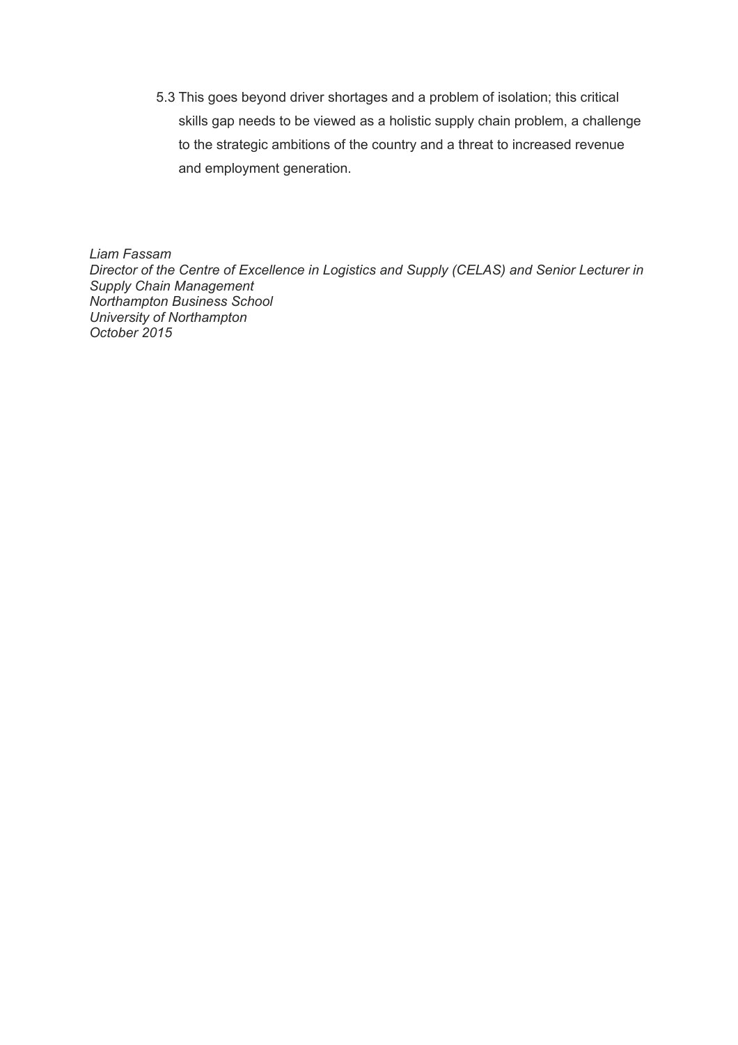5.3 This goes beyond driver shortages and a problem of isolation; this critical skills gap needs to be viewed as a holistic supply chain problem, a challenge to the strategic ambitions of the country and a threat to increased revenue and employment generation.

*Liam Fassam*
*Director of the Centre of Excellence in Logistics and Supply (CELAS) and Senior Lecturer in Supply Chain Management*
*Northampton Business School*
*University of Northampton*
*October 2015*